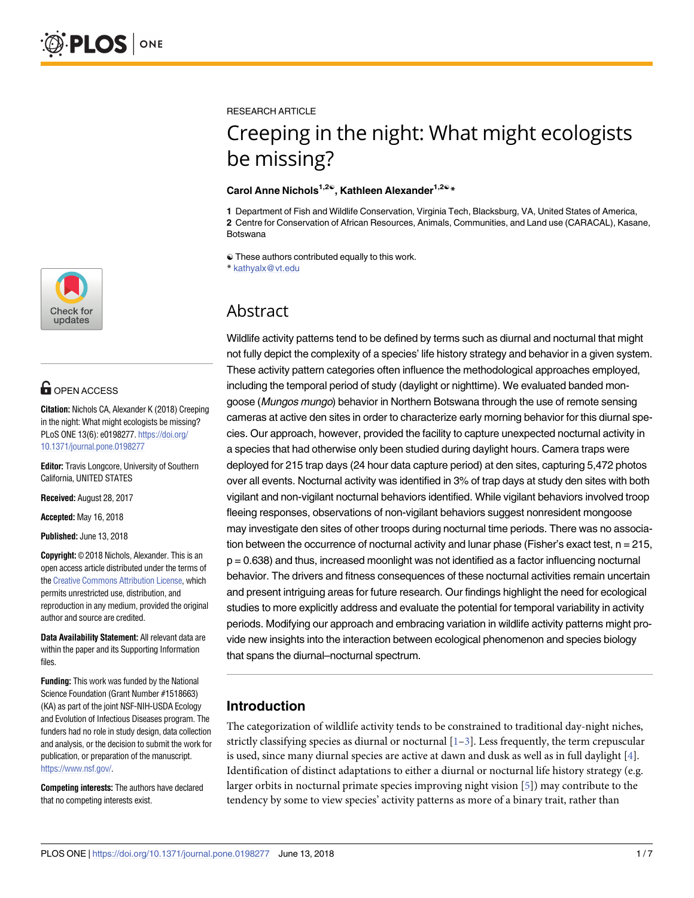RESEARCH ARTICLE

# Creeping in the night: What might ecologists be missing?

**Carol Anne Nichols[1,2☯], Kathleen Alexander[1,2☯*]**

**1** Department of Fish and Wildlife Conservation, Virginia Tech, Blacksburg, VA, United States of America, **2** Centre for Conservation of African Resources, Animals, Communities, and Land use (CARACAL), Kasane, Botswana

☯ These authors contributed equally to this work.
* kathyalx@vt.edu

OPEN ACCESS

**Citation:** Nichols CA, Alexander K (2018) Creeping in the night: What might ecologists be missing? PLoS ONE 13(6): e0198277. https://doi.org/10.1371/journal.pone.0198277

**Editor:** Travis Longcore, University of Southern California, UNITED STATES

**Received:** August 28, 2017

**Accepted:** May 16, 2018

**Published:** June 13, 2018

**Copyright:** © 2018 Nichols, Alexander. This is an open access article distributed under the terms of the Creative Commons Attribution License, which permits unrestricted use, distribution, and reproduction in any medium, provided the original author and source are credited.

**Data Availability Statement:** All relevant data are within the paper and its Supporting Information files.

**Funding:** This work was funded by the National Science Foundation (Grant Number #1518663) (KA) as part of the joint NSF-NIH-USDA Ecology and Evolution of Infectious Diseases program. The funders had no role in study design, data collection and analysis, or the decision to submit the work for publication, or preparation of the manuscript. https://www.nsf.gov/.

**Competing interests:** The authors have declared that no competing interests exist.

## Abstract

Wildlife activity patterns tend to be defined by terms such as diurnal and nocturnal that might not fully depict the complexity of a species' life history strategy and behavior in a given system. These activity pattern categories often influence the methodological approaches employed, including the temporal period of study (daylight or nighttime). We evaluated banded mongoose (*Mungos mungo*) behavior in Northern Botswana through the use of remote sensing cameras at active den sites in order to characterize early morning behavior for this diurnal species. Our approach, however, provided the facility to capture unexpected nocturnal activity in a species that had otherwise only been studied during daylight hours. Camera traps were deployed for 215 trap days (24 hour data capture period) at den sites, capturing 5,472 photos over all events. Nocturnal activity was identified in 3% of trap days at study den sites with both vigilant and non-vigilant nocturnal behaviors identified. While vigilant behaviors involved troop fleeing responses, observations of non-vigilant behaviors suggest nonresident mongoose may investigate den sites of other troops during nocturnal time periods. There was no association between the occurrence of nocturnal activity and lunar phase (Fisher's exact test, $n = 215$, $p = 0.638$) and thus, increased moonlight was not identified as a factor influencing nocturnal behavior. The drivers and fitness consequences of these nocturnal activities remain uncertain and present intriguing areas for future research. Our findings highlight the need for ecological studies to more explicitly address and evaluate the potential for temporal variability in activity periods. Modifying our approach and embracing variation in wildlife activity patterns might provide new insights into the interaction between ecological phenomenon and species biology that spans the diurnal–nocturnal spectrum.

## Introduction

The categorization of wildlife activity tends to be constrained to traditional day-night niches, strictly classifying species as diurnal or nocturnal [1–3]. Less frequently, the term crepuscular is used, since many diurnal species are active at dawn and dusk as well as in full daylight [4]. Identification of distinct adaptations to either a diurnal or nocturnal life history strategy (e.g. larger orbits in nocturnal primate species improving night vision [5]) may contribute to the tendency by some to view species' activity patterns as more of a binary trait, rather than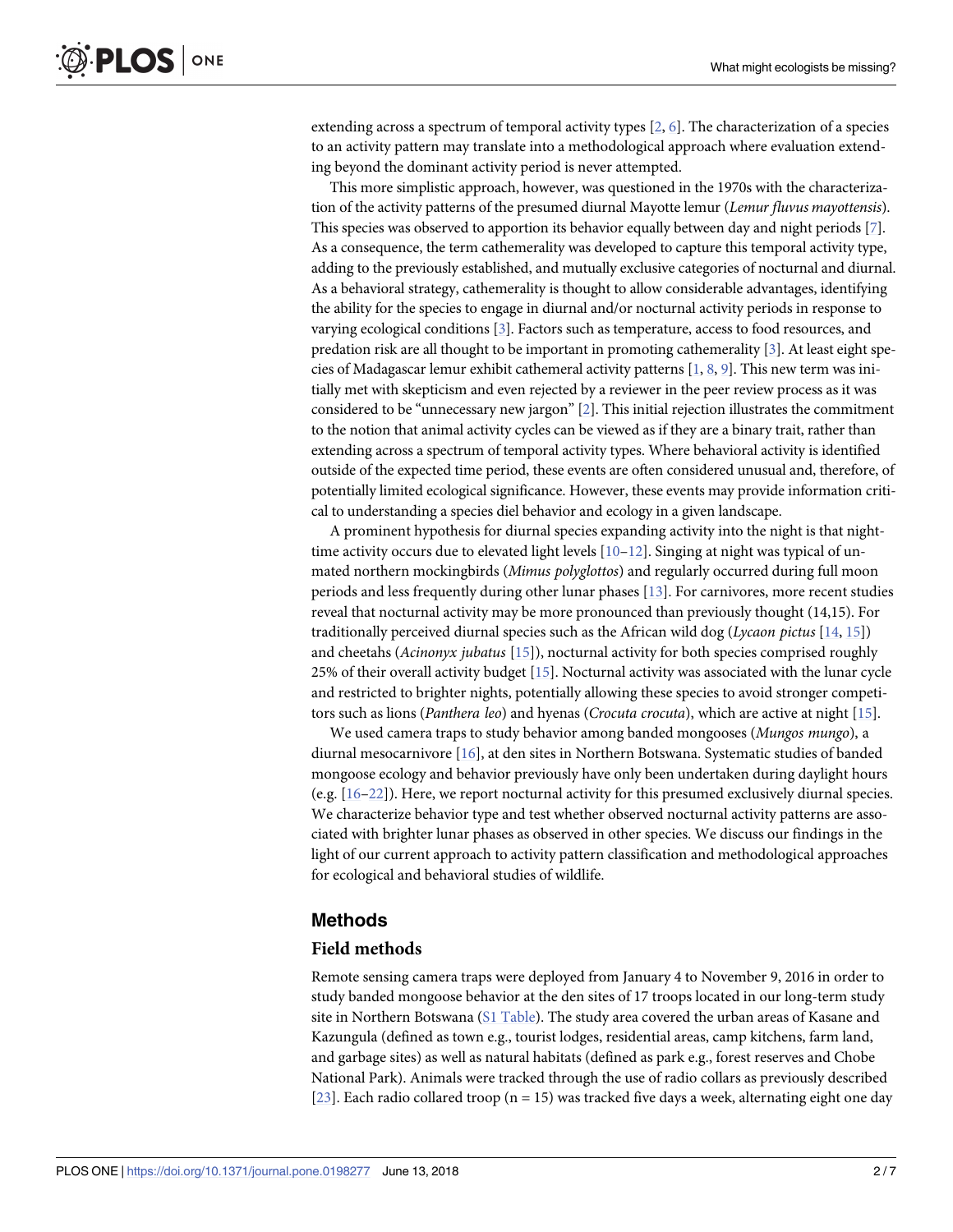extending across a spectrum of temporal activity types [2, 6]. The characterization of a species to an activity pattern may translate into a methodological approach where evaluation extending beyond the dominant activity period is never attempted.

This more simplistic approach, however, was questioned in the 1970s with the characterization of the activity patterns of the presumed diurnal Mayotte lemur (*Lemur fluvus mayottensis*). This species was observed to apportion its behavior equally between day and night periods [7]. As a consequence, the term cathemerality was developed to capture this temporal activity type, adding to the previously established, and mutually exclusive categories of nocturnal and diurnal. As a behavioral strategy, cathemerality is thought to allow considerable advantages, identifying the ability for the species to engage in diurnal and/or nocturnal activity periods in response to varying ecological conditions [3]. Factors such as temperature, access to food resources, and predation risk are all thought to be important in promoting cathemerality [3]. At least eight species of Madagascar lemur exhibit cathemeral activity patterns [1, 8, 9]. This new term was initially met with skepticism and even rejected by a reviewer in the peer review process as it was considered to be "unnecessary new jargon" [2]. This initial rejection illustrates the commitment to the notion that animal activity cycles can be viewed as if they are a binary trait, rather than extending across a spectrum of temporal activity types. Where behavioral activity is identified outside of the expected time period, these events are often considered unusual and, therefore, of potentially limited ecological significance. However, these events may provide information critical to understanding a species diel behavior and ecology in a given landscape.

A prominent hypothesis for diurnal species expanding activity into the night is that night-time activity occurs due to elevated light levels [10–12]. Singing at night was typical of unmated northern mockingbirds (*Mimus polyglottos*) and regularly occurred during full moon periods and less frequently during other lunar phases [13]. For carnivores, more recent studies reveal that nocturnal activity may be more pronounced than previously thought (14,15). For traditionally perceived diurnal species such as the African wild dog (*Lycaon pictus* [14, 15]) and cheetahs (*Acinonyx jubatus* [15]), nocturnal activity for both species comprised roughly 25% of their overall activity budget [15]. Nocturnal activity was associated with the lunar cycle and restricted to brighter nights, potentially allowing these species to avoid stronger competitors such as lions (*Panthera leo*) and hyenas (*Crocuta crocuta*), which are active at night [15].

We used camera traps to study behavior among banded mongooses (*Mungos mungo*), a diurnal mesocarnivore [16], at den sites in Northern Botswana. Systematic studies of banded mongoose ecology and behavior previously have only been undertaken during daylight hours (e.g. [16–22]). Here, we report nocturnal activity for this presumed exclusively diurnal species. We characterize behavior type and test whether observed nocturnal activity patterns are associated with brighter lunar phases as observed in other species. We discuss our findings in the light of our current approach to activity pattern classification and methodological approaches for ecological and behavioral studies of wildlife.

## Methods

### Field methods

Remote sensing camera traps were deployed from January 4 to November 9, 2016 in order to study banded mongoose behavior at the den sites of 17 troops located in our long-term study site in Northern Botswana (S1 Table). The study area covered the urban areas of Kasane and Kazungula (defined as town e.g., tourist lodges, residential areas, camp kitchens, farm land, and garbage sites) as well as natural habitats (defined as park e.g., forest reserves and Chobe National Park). Animals were tracked through the use of radio collars as previously described [23]. Each radio collared troop (n = 15) was tracked five days a week, alternating eight one day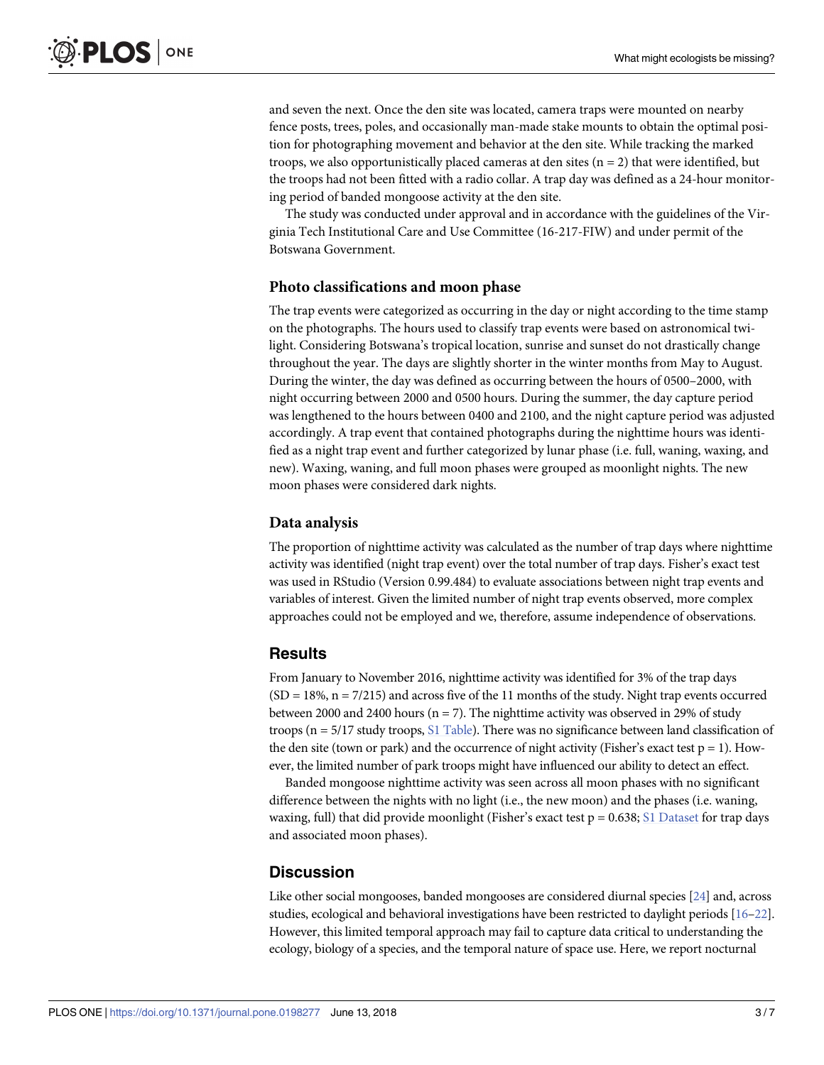and seven the next. Once the den site was located, camera traps were mounted on nearby fence posts, trees, poles, and occasionally man-made stake mounts to obtain the optimal position for photographing movement and behavior at the den site. While tracking the marked troops, we also opportunistically placed cameras at den sites ($n = 2$) that were identified, but the troops had not been fitted with a radio collar. A trap day was defined as a 24-hour monitoring period of banded mongoose activity at the den site.

The study was conducted under approval and in accordance with the guidelines of the Virginia Tech Institutional Care and Use Committee (16-217-FIW) and under permit of the Botswana Government.

### Photo classifications and moon phase

The trap events were categorized as occurring in the day or night according to the time stamp on the photographs. The hours used to classify trap events were based on astronomical twilight. Considering Botswana's tropical location, sunrise and sunset do not drastically change throughout the year. The days are slightly shorter in the winter months from May to August. During the winter, the day was defined as occurring between the hours of 0500–2000, with night occurring between 2000 and 0500 hours. During the summer, the day capture period was lengthened to the hours between 0400 and 2100, and the night capture period was adjusted accordingly. A trap event that contained photographs during the nighttime hours was identified as a night trap event and further categorized by lunar phase (i.e. full, waning, waxing, and new). Waxing, waning, and full moon phases were grouped as moonlight nights. The new moon phases were considered dark nights.

### Data analysis

The proportion of nighttime activity was calculated as the number of trap days where nighttime activity was identified (night trap event) over the total number of trap days. Fisher's exact test was used in RStudio (Version 0.99.484) to evaluate associations between night trap events and variables of interest. Given the limited number of night trap events observed, more complex approaches could not be employed and we, therefore, assume independence of observations.

## Results

From January to November 2016, nighttime activity was identified for 3% of the trap days ($SD = 18\%$, $n = 7/215$) and across five of the 11 months of the study. Night trap events occurred between 2000 and 2400 hours ($n = 7$). The nighttime activity was observed in 29% of study troops ($n = 5/17$ study troops, S1 Table). There was no significance between land classification of the den site (town or park) and the occurrence of night activity (Fisher's exact test $p = 1$). However, the limited number of park troops might have influenced our ability to detect an effect.

Banded mongoose nighttime activity was seen across all moon phases with no significant difference between the nights with no light (i.e., the new moon) and the phases (i.e. waning, waxing, full) that did provide moonlight (Fisher's exact test $p = 0.638$; S1 Dataset for trap days and associated moon phases).

## Discussion

Like other social mongooses, banded mongooses are considered diurnal species [24] and, across studies, ecological and behavioral investigations have been restricted to daylight periods [16–22]. However, this limited temporal approach may fail to capture data critical to understanding the ecology, biology of a species, and the temporal nature of space use. Here, we report nocturnal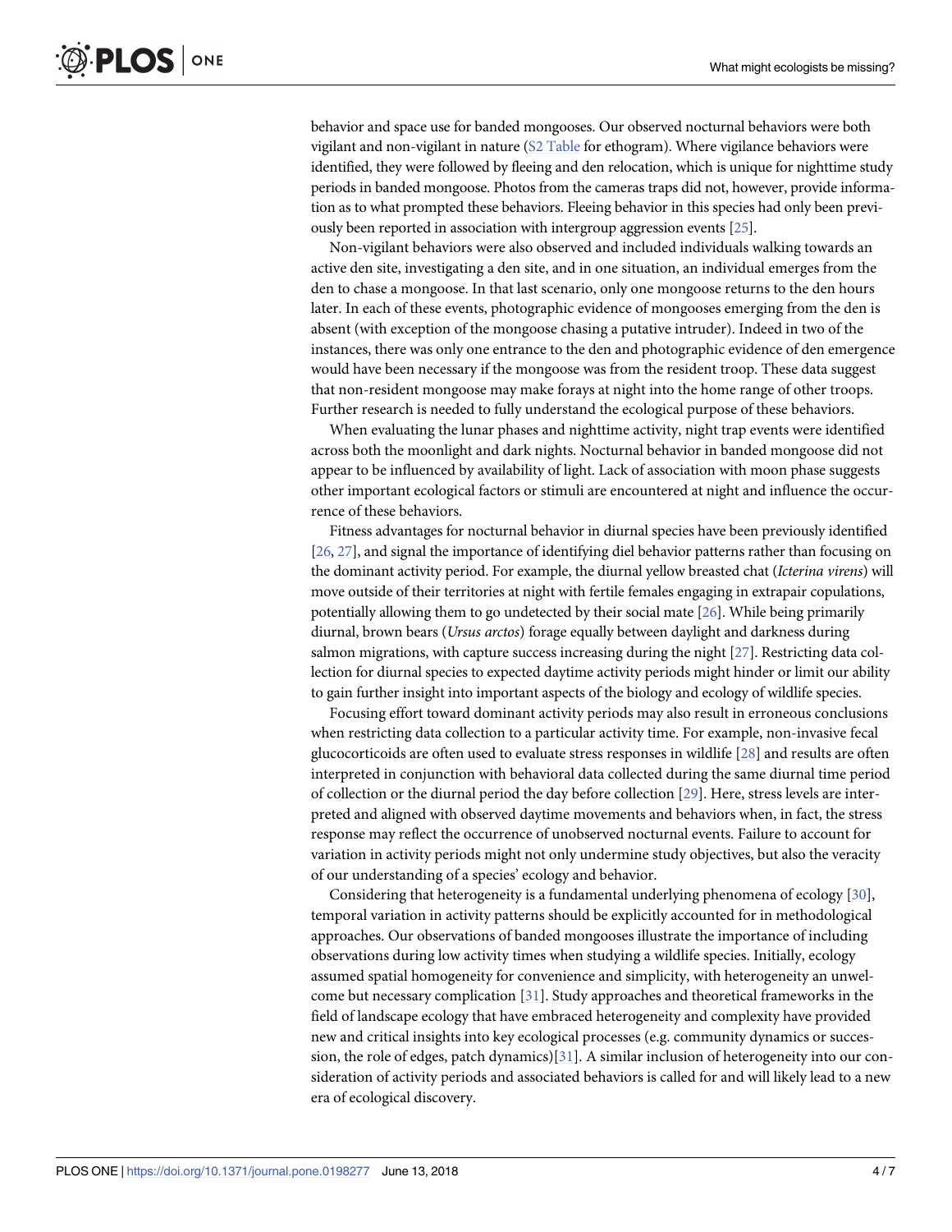behavior and space use for banded mongooses. Our observed nocturnal behaviors were both vigilant and non-vigilant in nature (S2 Table for ethogram). Where vigilance behaviors were identified, they were followed by fleeing and den relocation, which is unique for nighttime study periods in banded mongoose. Photos from the cameras traps did not, however, provide information as to what prompted these behaviors. Fleeing behavior in this species had only been previously been reported in association with intergroup aggression events [25].

Non-vigilant behaviors were also observed and included individuals walking towards an active den site, investigating a den site, and in one situation, an individual emerges from the den to chase a mongoose. In that last scenario, only one mongoose returns to the den hours later. In each of these events, photographic evidence of mongooses emerging from the den is absent (with exception of the mongoose chasing a putative intruder). Indeed in two of the instances, there was only one entrance to the den and photographic evidence of den emergence would have been necessary if the mongoose was from the resident troop. These data suggest that non-resident mongoose may make forays at night into the home range of other troops. Further research is needed to fully understand the ecological purpose of these behaviors.

When evaluating the lunar phases and nighttime activity, night trap events were identified across both the moonlight and dark nights. Nocturnal behavior in banded mongoose did not appear to be influenced by availability of light. Lack of association with moon phase suggests other important ecological factors or stimuli are encountered at night and influence the occurrence of these behaviors.

Fitness advantages for nocturnal behavior in diurnal species have been previously identified [26, 27], and signal the importance of identifying diel behavior patterns rather than focusing on the dominant activity period. For example, the diurnal yellow breasted chat (*Icterina virens*) will move outside of their territories at night with fertile females engaging in extrapair copulations, potentially allowing them to go undetected by their social mate [26]. While being primarily diurnal, brown bears (*Ursus arctos*) forage equally between daylight and darkness during salmon migrations, with capture success increasing during the night [27]. Restricting data collection for diurnal species to expected daytime activity periods might hinder or limit our ability to gain further insight into important aspects of the biology and ecology of wildlife species.

Focusing effort toward dominant activity periods may also result in erroneous conclusions when restricting data collection to a particular activity time. For example, non-invasive fecal glucocorticoids are often used to evaluate stress responses in wildlife [28] and results are often interpreted in conjunction with behavioral data collected during the same diurnal time period of collection or the diurnal period the day before collection [29]. Here, stress levels are interpreted and aligned with observed daytime movements and behaviors when, in fact, the stress response may reflect the occurrence of unobserved nocturnal events. Failure to account for variation in activity periods might not only undermine study objectives, but also the veracity of our understanding of a species' ecology and behavior.

Considering that heterogeneity is a fundamental underlying phenomena of ecology [30], temporal variation in activity patterns should be explicitly accounted for in methodological approaches. Our observations of banded mongooses illustrate the importance of including observations during low activity times when studying a wildlife species. Initially, ecology assumed spatial homogeneity for convenience and simplicity, with heterogeneity an unwelcome but necessary complication [31]. Study approaches and theoretical frameworks in the field of landscape ecology that have embraced heterogeneity and complexity have provided new and critical insights into key ecological processes (e.g. community dynamics or succession, the role of edges, patch dynamics)[31]. A similar inclusion of heterogeneity into our consideration of activity periods and associated behaviors is called for and will likely lead to a new era of ecological discovery.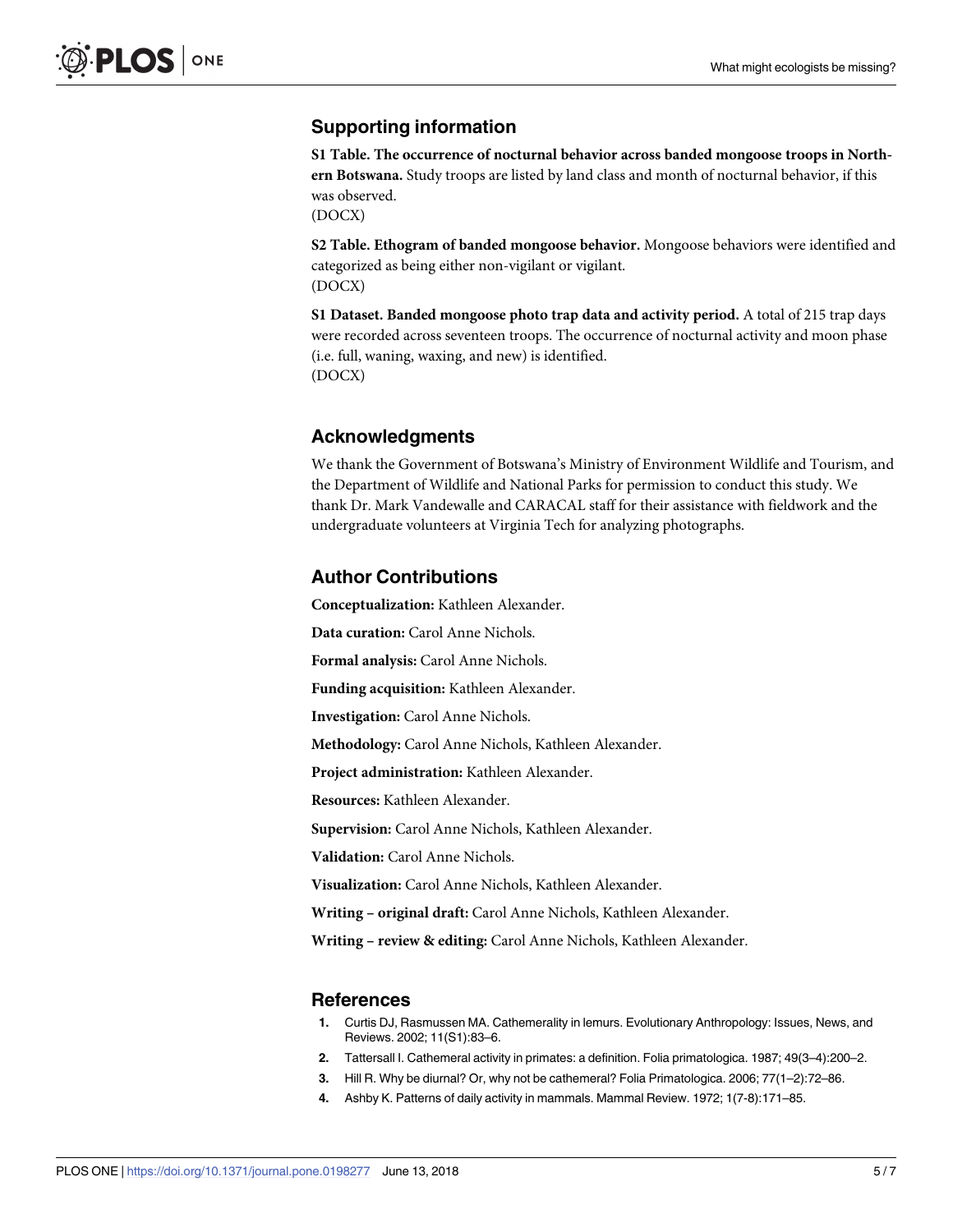## Supporting information

**S1 Table. The occurrence of nocturnal behavior across banded mongoose troops in Northern Botswana.** Study troops are listed by land class and month of nocturnal behavior, if this was observed.
(DOCX)

**S2 Table. Ethogram of banded mongoose behavior.** Mongoose behaviors were identified and categorized as being either non-vigilant or vigilant.
(DOCX)

**S1 Dataset. Banded mongoose photo trap data and activity period.** A total of 215 trap days were recorded across seventeen troops. The occurrence of nocturnal activity and moon phase (i.e. full, waning, waxing, and new) is identified.
(DOCX)

## Acknowledgments

We thank the Government of Botswana's Ministry of Environment Wildlife and Tourism, and the Department of Wildlife and National Parks for permission to conduct this study. We thank Dr. Mark Vandewalle and CARACAL staff for their assistance with fieldwork and the undergraduate volunteers at Virginia Tech for analyzing photographs.

## Author Contributions

**Conceptualization:** Kathleen Alexander.

**Data curation:** Carol Anne Nichols.

**Formal analysis:** Carol Anne Nichols.

**Funding acquisition:** Kathleen Alexander.

**Investigation:** Carol Anne Nichols.

**Methodology:** Carol Anne Nichols, Kathleen Alexander.

**Project administration:** Kathleen Alexander.

**Resources:** Kathleen Alexander.

**Supervision:** Carol Anne Nichols, Kathleen Alexander.

**Validation:** Carol Anne Nichols.

**Visualization:** Carol Anne Nichols, Kathleen Alexander.

**Writing – original draft:** Carol Anne Nichols, Kathleen Alexander.

**Writing – review & editing:** Carol Anne Nichols, Kathleen Alexander.

## References

1. Curtis DJ, Rasmussen MA. Cathemerality in lemurs. Evolutionary Anthropology: Issues, News, and Reviews. 2002; 11(S1):83–6.
2. Tattersall I. Cathemeral activity in primates: a definition. Folia primatologica. 1987; 49(3–4):200–2.
3. Hill R. Why be diurnal? Or, why not be cathemeral? Folia Primatologica. 2006; 77(1–2):72–86.
4. Ashby K. Patterns of daily activity in mammals. Mammal Review. 1972; 1(7-8):171–85.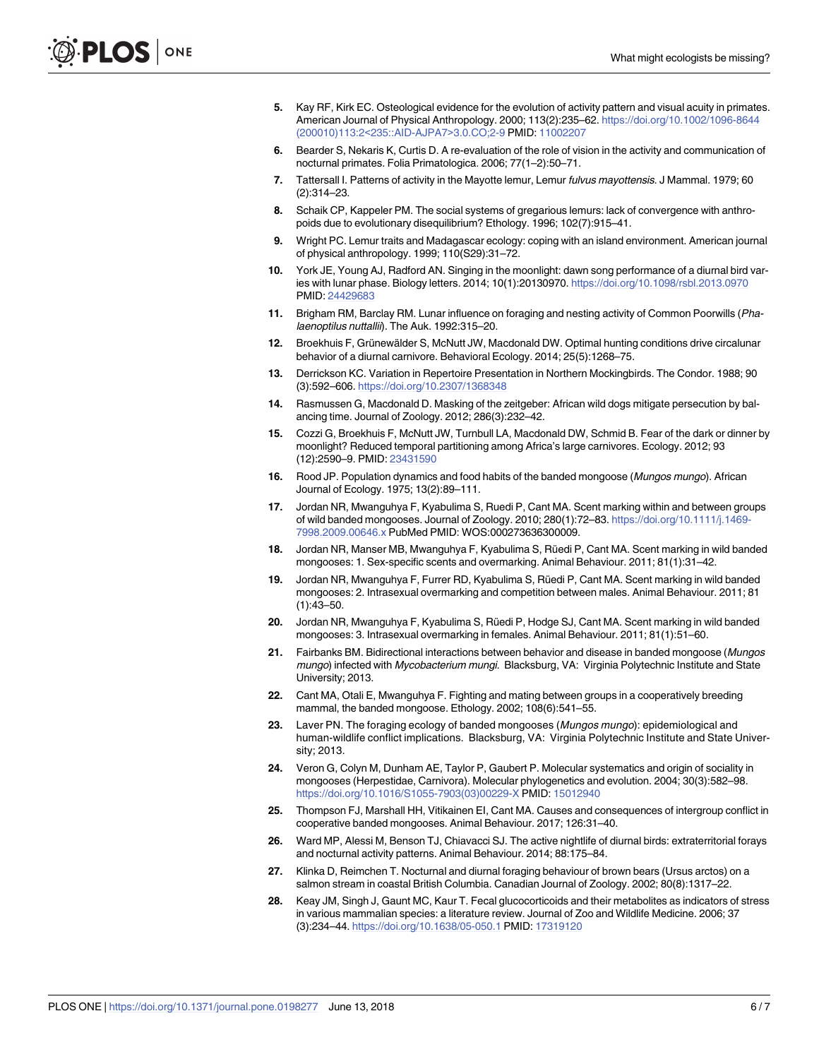5. Kay RF, Kirk EC. Osteological evidence for the evolution of activity pattern and visual acuity in primates. American Journal of Physical Anthropology. 2000; 113(2):235–62. https://doi.org/10.1002/1096-8644(200010)113:2<235::AID-AJPA7>3.0.CO;2-9 PMID: 11002207
6. Bearder S, Nekaris K, Curtis D. A re-evaluation of the role of vision in the activity and communication of nocturnal primates. Folia Primatologica. 2006; 77(1–2):50–71.
7. Tattersall I. Patterns of activity in the Mayotte lemur, Lemur *fulvus mayottensis*. J Mammal. 1979; 60(2):314–23.
8. Schaik CP, Kappeler PM. The social systems of gregarious lemurs: lack of convergence with anthropoids due to evolutionary disequilibrium? Ethology. 1996; 102(7):915–41.
9. Wright PC. Lemur traits and Madagascar ecology: coping with an island environment. American journal of physical anthropology. 1999; 110(S29):31–72.
10. York JE, Young AJ, Radford AN. Singing in the moonlight: dawn song performance of a diurnal bird varies with lunar phase. Biology letters. 2014; 10(1):20130970. https://doi.org/10.1098/rsbl.2013.0970 PMID: 24429683
11. Brigham RM, Barclay RM. Lunar influence on foraging and nesting activity of Common Poorwills (*Phalaenoptilus nuttallii*). The Auk. 1992:315–20.
12. Broekhuis F, Grünewälder S, McNutt JW, Macdonald DW. Optimal hunting conditions drive circalunar behavior of a diurnal carnivore. Behavioral Ecology. 2014; 25(5):1268–75.
13. Derrickson KC. Variation in Repertoire Presentation in Northern Mockingbirds. The Condor. 1988; 90(3):592–606. https://doi.org/10.2307/1368348
14. Rasmussen G, Macdonald D. Masking of the zeitgeber: African wild dogs mitigate persecution by balancing time. Journal of Zoology. 2012; 286(3):232–42.
15. Cozzi G, Broekhuis F, McNutt JW, Turnbull LA, Macdonald DW, Schmid B. Fear of the dark or dinner by moonlight? Reduced temporal partitioning among Africa's large carnivores. Ecology. 2012; 93(12):2590–9. PMID: 23431590
16. Rood JP. Population dynamics and food habits of the banded mongoose (*Mungos mungo*). African Journal of Ecology. 1975; 13(2):89–111.
17. Jordan NR, Mwanguhya F, Kyabulima S, Ruedi P, Cant MA. Scent marking within and between groups of wild banded mongooses. Journal of Zoology. 2010; 280(1):72–83. https://doi.org/10.1111/j.1469-7998.2009.00646.x PubMed PMID: WOS:000273636300009.
18. Jordan NR, Manser MB, Mwanguhya F, Kyabulima S, Rüedi P, Cant MA. Scent marking in wild banded mongooses: 1. Sex-specific scents and overmarking. Animal Behaviour. 2011; 81(1):31–42.
19. Jordan NR, Mwanguhya F, Furrer RD, Kyabulima S, Rüedi P, Cant MA. Scent marking in wild banded mongooses: 2. Intrasexual overmarking and competition between males. Animal Behaviour. 2011; 81(1):43–50.
20. Jordan NR, Mwanguhya F, Kyabulima S, Rüedi P, Hodge SJ, Cant MA. Scent marking in wild banded mongooses: 3. Intrasexual overmarking in females. Animal Behaviour. 2011; 81(1):51–60.
21. Fairbanks BM. Bidirectional interactions between behavior and disease in banded mongoose (*Mungos mungo*) infected with *Mycobacterium mungi*. Blacksburg, VA: Virginia Polytechnic Institute and State University; 2013.
22. Cant MA, Otali E, Mwanguhya F. Fighting and mating between groups in a cooperatively breeding mammal, the banded mongoose. Ethology. 2002; 108(6):541–55.
23. Laver PN. The foraging ecology of banded mongooses (*Mungos mungo*): epidemiological and human-wildlife conflict implications. Blacksburg, VA: Virginia Polytechnic Institute and State University; 2013.
24. Veron G, Colyn M, Dunham AE, Taylor P, Gaubert P. Molecular systematics and origin of sociality in mongooses (Herpestidae, Carnivora). Molecular phylogenetics and evolution. 2004; 30(3):582–98. https://doi.org/10.1016/S1055-7903(03)00229-X PMID: 15012940
25. Thompson FJ, Marshall HH, Vitikainen EI, Cant MA. Causes and consequences of intergroup conflict in cooperative banded mongooses. Animal Behaviour. 2017; 126:31–40.
26. Ward MP, Alessi M, Benson TJ, Chiavacci SJ. The active nightlife of diurnal birds: extraterritorial forays and nocturnal activity patterns. Animal Behaviour. 2014; 88:175–84.
27. Klinka D, Reimchen T. Nocturnal and diurnal foraging behaviour of brown bears (Ursus arctos) on a salmon stream in coastal British Columbia. Canadian Journal of Zoology. 2002; 80(8):1317–22.
28. Keay JM, Singh J, Gaunt MC, Kaur T. Fecal glucocorticoids and their metabolites as indicators of stress in various mammalian species: a literature review. Journal of Zoo and Wildlife Medicine. 2006; 37(3):234–44. https://doi.org/10.1638/05-050.1 PMID: 17319120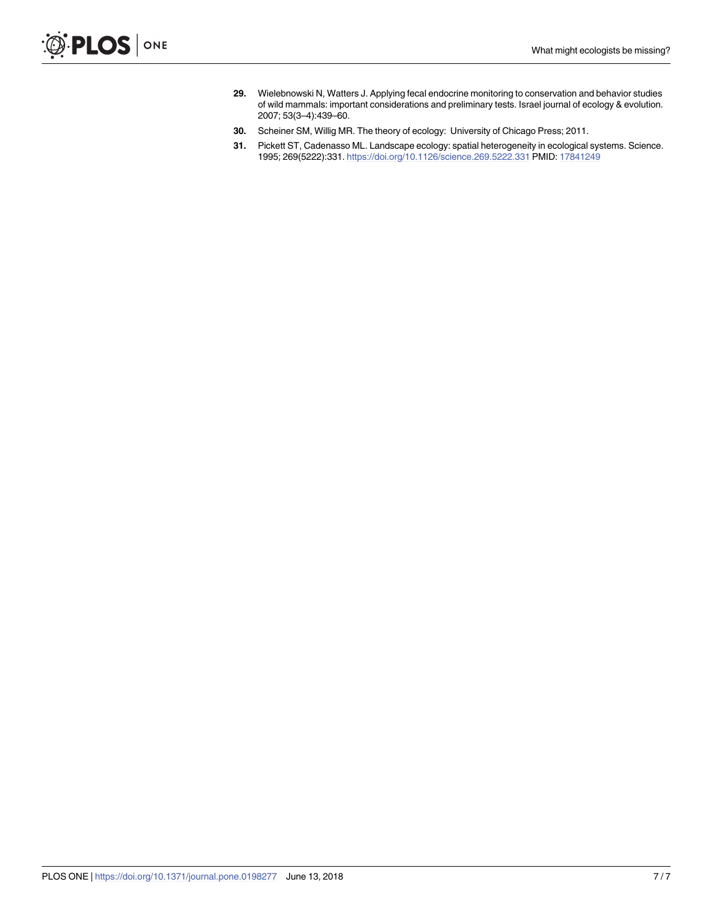29. Wielebnowski N, Watters J. Applying fecal endocrine monitoring to conservation and behavior studies of wild mammals: important considerations and preliminary tests. Israel journal of ecology & evolution. 2007; 53(3–4):439–60.
30. Scheiner SM, Willig MR. The theory of ecology: University of Chicago Press; 2011.
31. Pickett ST, Cadenasso ML. Landscape ecology: spatial heterogeneity in ecological systems. Science. 1995; 269(5222):331. https://doi.org/10.1126/science.269.5222.331 PMID: 17841249